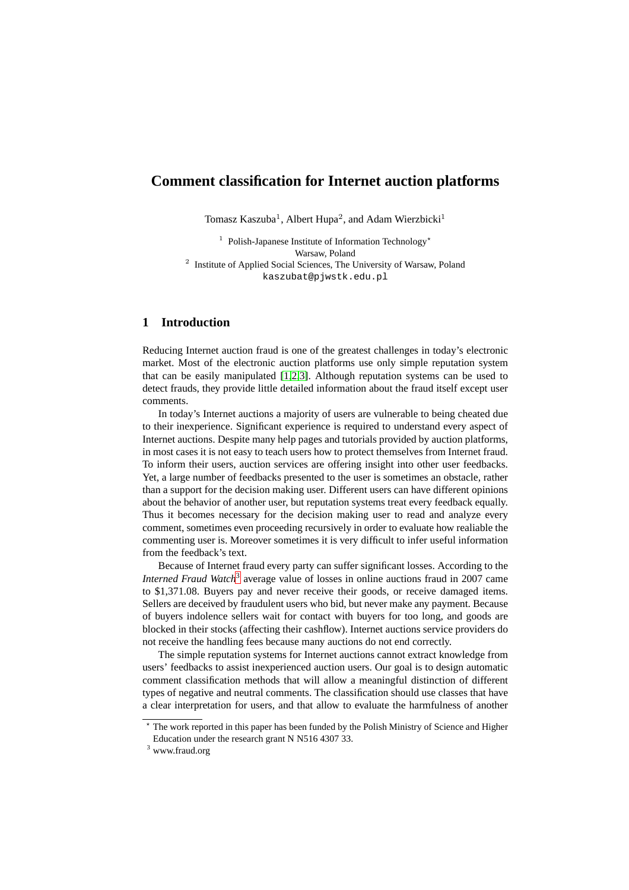# Comment classification for Internet auction platforms

Tomasz Kaszuba[1], Albert Hupa[2], and Adam Wierzbicki[1]

[1] Polish-Japanese Institute of Information Technology*
Warsaw, Poland
[2] Institute of Applied Social Sciences, The University of Warsaw, Poland
kaszubat@pjwstk.edu.pl

## 1 Introduction

Reducing Internet auction fraud is one of the greatest challenges in today's electronic market. Most of the electronic auction platforms use only simple reputation system that can be easily manipulated [1,2,3]. Although reputation systems can be used to detect frauds, they provide little detailed information about the fraud itself except user comments.

In today's Internet auctions a majority of users are vulnerable to being cheated due to their inexperience. Significant experience is required to understand every aspect of Internet auctions. Despite many help pages and tutorials provided by auction platforms, in most cases it is not easy to teach users how to protect themselves from Internet fraud. To inform their users, auction services are offering insight into other user feedbacks. Yet, a large number of feedbacks presented to the user is sometimes an obstacle, rather than a support for the decision making user. Different users can have different opinions about the behavior of another user, but reputation systems treat every feedback equally. Thus it becomes necessary for the decision making user to read and analyze every comment, sometimes even proceeding recursively in order to evaluate how realiable the commenting user is. Moreover sometimes it is very difficult to infer useful information from the feedback's text.

Because of Internet fraud every party can suffer significant losses. According to the *Interned Fraud Watch*[3] average value of losses in online auctions fraud in 2007 came to $1,371.08. Buyers pay and never receive their goods, or receive damaged items. Sellers are deceived by fraudulent users who bid, but never make any payment. Because of buyers indolence sellers wait for contact with buyers for too long, and goods are blocked in their stocks (affecting their cashflow). Internet auctions service providers do not receive the handling fees because many auctions do not end correctly.

The simple reputation systems for Internet auctions cannot extract knowledge from users' feedbacks to assist inexperienced auction users. Our goal is to design automatic comment classification methods that will allow a meaningful distinction of different types of negative and neutral comments. The classification should use classes that have a clear interpretation for users, and that allow to evaluate the harmfulness of another

* The work reported in this paper has been funded by the Polish Ministry of Science and Higher Education under the research grant N N516 4307 33.

[3] www.fraud.org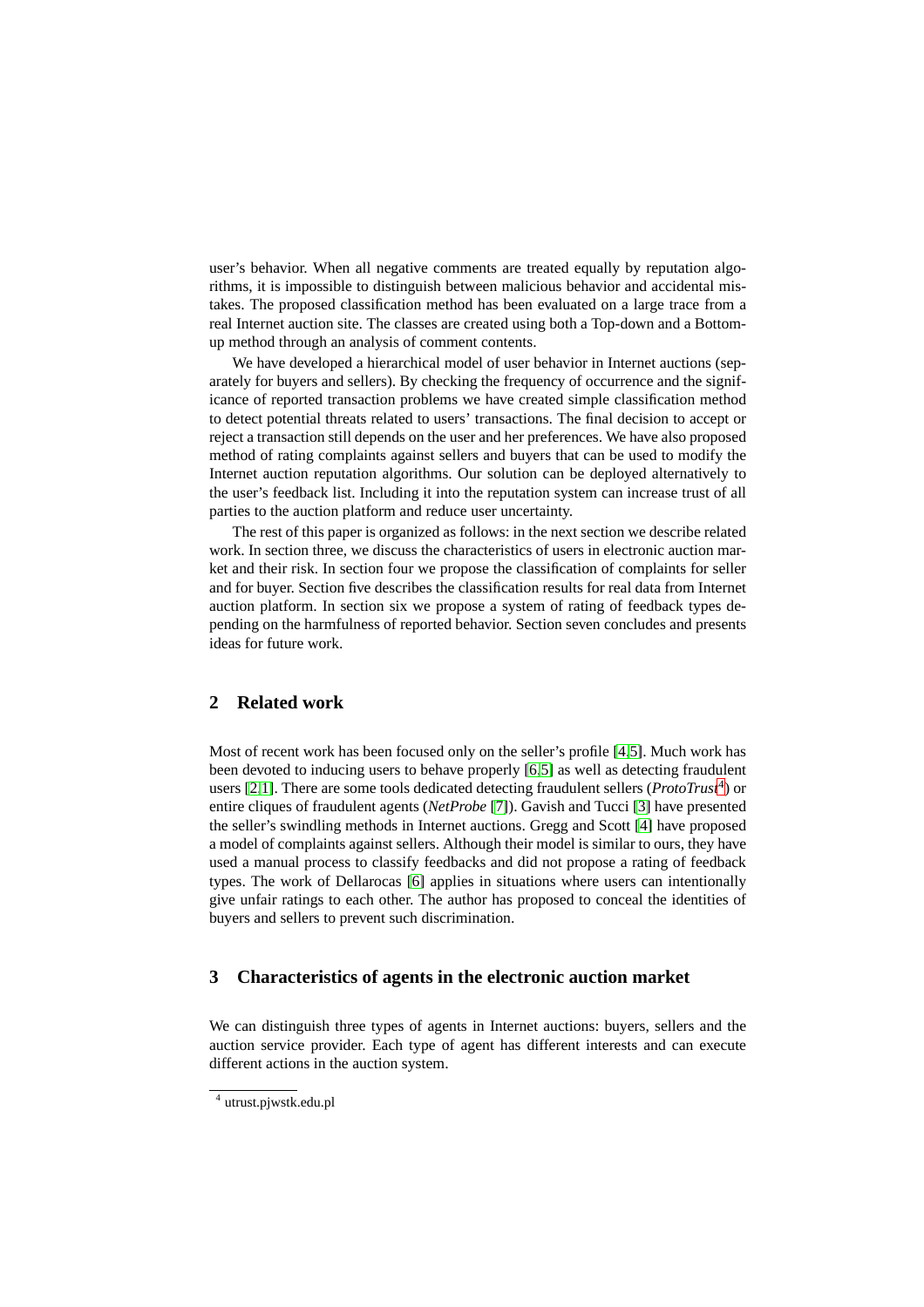user's behavior. When all negative comments are treated equally by reputation algorithms, it is impossible to distinguish between malicious behavior and accidental mistakes. The proposed classification method has been evaluated on a large trace from a real Internet auction site. The classes are created using both a Top-down and a Bottom-up method through an analysis of comment contents.

We have developed a hierarchical model of user behavior in Internet auctions (separately for buyers and sellers). By checking the frequency of occurrence and the significance of reported transaction problems we have created simple classification method to detect potential threats related to users' transactions. The final decision to accept or reject a transaction still depends on the user and her preferences. We have also proposed method of rating complaints against sellers and buyers that can be used to modify the Internet auction reputation algorithms. Our solution can be deployed alternatively to the user's feedback list. Including it into the reputation system can increase trust of all parties to the auction platform and reduce user uncertainty.

The rest of this paper is organized as follows: in the next section we describe related work. In section three, we discuss the characteristics of users in electronic auction market and their risk. In section four we propose the classification of complaints for seller and for buyer. Section five describes the classification results for real data from Internet auction platform. In section six we propose a system of rating of feedback types depending on the harmfulness of reported behavior. Section seven concludes and presents ideas for future work.

## 2 Related work

Most of recent work has been focused only on the seller's profile [4,5]. Much work has been devoted to inducing users to behave properly [6,5] as well as detecting fraudulent users [2,1]. There are some tools dedicated detecting fraudulent sellers (*ProtoTrust*[4]) or entire cliques of fraudulent agents (*NetProbe* [7]). Gavish and Tucci [3] have presented the seller's swindling methods in Internet auctions. Gregg and Scott [4] have proposed a model of complaints against sellers. Although their model is similar to ours, they have used a manual process to classify feedbacks and did not propose a rating of feedback types. The work of Dellarocas [6] applies in situations where users can intentionally give unfair ratings to each other. The author has proposed to conceal the identities of buyers and sellers to prevent such discrimination.

## 3 Characteristics of agents in the electronic auction market

We can distinguish three types of agents in Internet auctions: buyers, sellers and the auction service provider. Each type of agent has different interests and can execute different actions in the auction system.

[4] utrust.pjwstk.edu.pl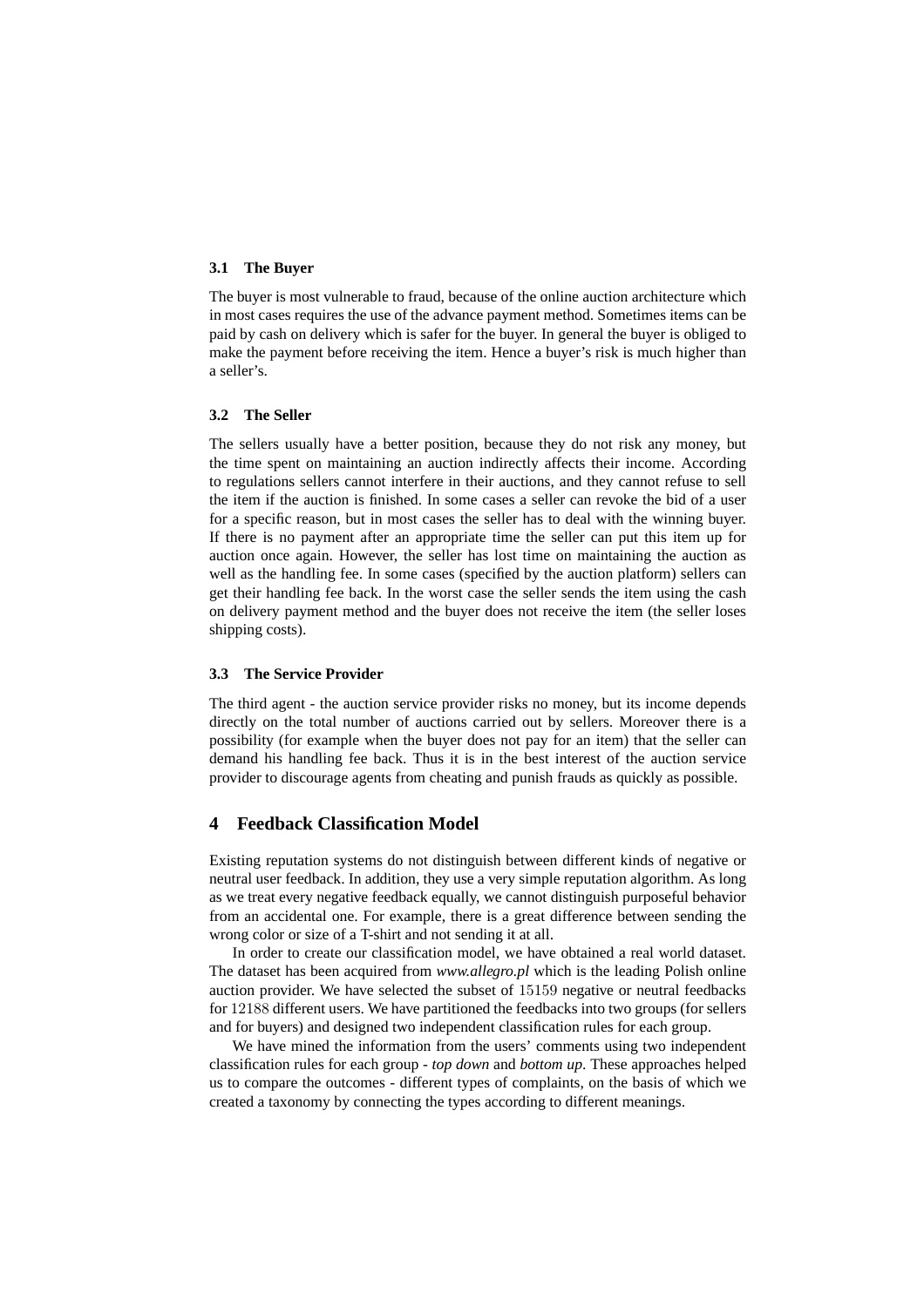### 3.1 The Buyer

The buyer is most vulnerable to fraud, because of the online auction architecture which in most cases requires the use of the advance payment method. Sometimes items can be paid by cash on delivery which is safer for the buyer. In general the buyer is obliged to make the payment before receiving the item. Hence a buyer's risk is much higher than a seller's.

### 3.2 The Seller

The sellers usually have a better position, because they do not risk any money, but the time spent on maintaining an auction indirectly affects their income. According to regulations sellers cannot interfere in their auctions, and they cannot refuse to sell the item if the auction is finished. In some cases a seller can revoke the bid of a user for a specific reason, but in most cases the seller has to deal with the winning buyer. If there is no payment after an appropriate time the seller can put this item up for auction once again. However, the seller has lost time on maintaining the auction as well as the handling fee. In some cases (specified by the auction platform) sellers can get their handling fee back. In the worst case the seller sends the item using the cash on delivery payment method and the buyer does not receive the item (the seller loses shipping costs).

### 3.3 The Service Provider

The third agent - the auction service provider risks no money, but its income depends directly on the total number of auctions carried out by sellers. Moreover there is a possibility (for example when the buyer does not pay for an item) that the seller can demand his handling fee back. Thus it is in the best interest of the auction service provider to discourage agents from cheating and punish frauds as quickly as possible.

## 4 Feedback Classification Model

Existing reputation systems do not distinguish between different kinds of negative or neutral user feedback. In addition, they use a very simple reputation algorithm. As long as we treat every negative feedback equally, we cannot distinguish purposeful behavior from an accidental one. For example, there is a great difference between sending the wrong color or size of a T-shirt and not sending it at all.

In order to create our classification model, we have obtained a real world dataset. The dataset has been acquired from *www.allegro.pl* which is the leading Polish online auction provider. We have selected the subset of $15159$ negative or neutral feedbacks for $12188$ different users. We have partitioned the feedbacks into two groups (for sellers and for buyers) and designed two independent classification rules for each group.

We have mined the information from the users' comments using two independent classification rules for each group - *top down* and *bottom up*. These approaches helped us to compare the outcomes - different types of complaints, on the basis of which we created a taxonomy by connecting the types according to different meanings.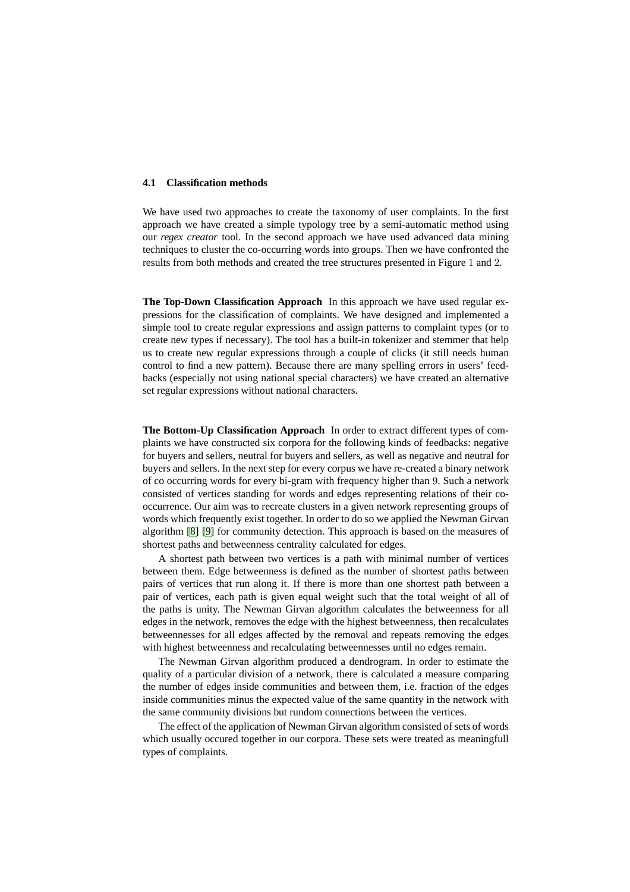### 4.1 Classification methods

We have used two approaches to create the taxonomy of user complaints. In the first approach we have created a simple typology tree by a semi-automatic method using our *regex creator* tool. In the second approach we have used advanced data mining techniques to cluster the co-occurring words into groups. Then we have confronted the results from both methods and created the tree structures presented in Figure 1 and 2.

**The Top-Down Classification Approach** In this approach we have used regular expressions for the classification of complaints. We have designed and implemented a simple tool to create regular expressions and assign patterns to complaint types (or to create new types if necessary). The tool has a built-in tokenizer and stemmer that help us to create new regular expressions through a couple of clicks (it still needs human control to find a new pattern). Because there are many spelling errors in users' feedbacks (especially not using national special characters) we have created an alternative set regular expressions without national characters.

**The Bottom-Up Classification Approach** In order to extract different types of complaints we have constructed six corpora for the following kinds of feedbacks: negative for buyers and sellers, neutral for buyers and sellers, as well as negative and neutral for buyers and sellers. In the next step for every corpus we have re-created a binary network of co occurring words for every bi-gram with frequency higher than 9. Such a network consisted of vertices standing for words and edges representing relations of their co-occurrence. Our aim was to recreate clusters in a given network representing groups of words which frequently exist together. In order to do so we applied the Newman Girvan algorithm [8] [9] for community detection. This approach is based on the measures of shortest paths and betweenness centrality calculated for edges.

A shortest path between two vertices is a path with minimal number of vertices between them. Edge betweenness is defined as the number of shortest paths between pairs of vertices that run along it. If there is more than one shortest path between a pair of vertices, each path is given equal weight such that the total weight of all of the paths is unity. The Newman Girvan algorithm calculates the betweenness for all edges in the network, removes the edge with the highest betweenness, then recalculates betweennesses for all edges affected by the removal and repeats removing the edges with highest betweenness and recalculating betweennesses until no edges remain.

The Newman Girvan algorithm produced a dendrogram. In order to estimate the quality of a particular division of a network, there is calculated a measure comparing the number of edges inside communities and between them, i.e. fraction of the edges inside communities minus the expected value of the same quantity in the network with the same community divisions but rundom connections between the vertices.

The effect of the application of Newman Girvan algorithm consisted of sets of words which usually occured together in our corpora. These sets were treated as meaningfull types of complaints.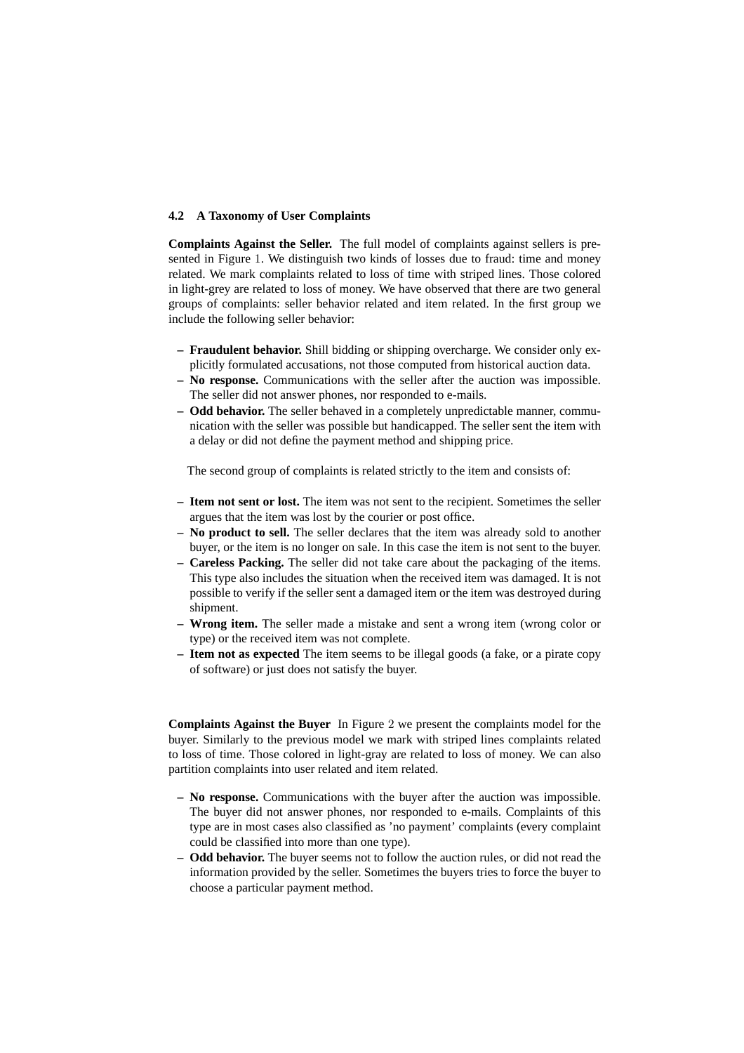### 4.2 A Taxonomy of User Complaints

**Complaints Against the Seller.** The full model of complaints against sellers is presented in Figure 1. We distinguish two kinds of losses due to fraud: time and money related. We mark complaints related to loss of time with striped lines. Those colored in light-grey are related to loss of money. We have observed that there are two general groups of complaints: seller behavior related and item related. In the first group we include the following seller behavior:

- **Fraudulent behavior.** Shill bidding or shipping overcharge. We consider only explicitly formulated accusations, not those computed from historical auction data.
- **No response.** Communications with the seller after the auction was impossible. The seller did not answer phones, nor responded to e-mails.
- **Odd behavior.** The seller behaved in a completely unpredictable manner, communication with the seller was possible but handicapped. The seller sent the item with a delay or did not define the payment method and shipping price.

The second group of complaints is related strictly to the item and consists of:

- **Item not sent or lost.** The item was not sent to the recipient. Sometimes the seller argues that the item was lost by the courier or post office.
- **No product to sell.** The seller declares that the item was already sold to another buyer, or the item is no longer on sale. In this case the item is not sent to the buyer.
- **Careless Packing.** The seller did not take care about the packaging of the items. This type also includes the situation when the received item was damaged. It is not possible to verify if the seller sent a damaged item or the item was destroyed during shipment.
- **Wrong item.** The seller made a mistake and sent a wrong item (wrong color or type) or the received item was not complete.
- **Item not as expected** The item seems to be illegal goods (a fake, or a pirate copy of software) or just does not satisfy the buyer.

**Complaints Against the Buyer** In Figure 2 we present the complaints model for the buyer. Similarly to the previous model we mark with striped lines complaints related to loss of time. Those colored in light-gray are related to loss of money. We can also partition complaints into user related and item related.

- **No response.** Communications with the buyer after the auction was impossible. The buyer did not answer phones, nor responded to e-mails. Complaints of this type are in most cases also classified as 'no payment' complaints (every complaint could be classified into more than one type).
- **Odd behavior.** The buyer seems not to follow the auction rules, or did not read the information provided by the seller. Sometimes the buyers tries to force the buyer to choose a particular payment method.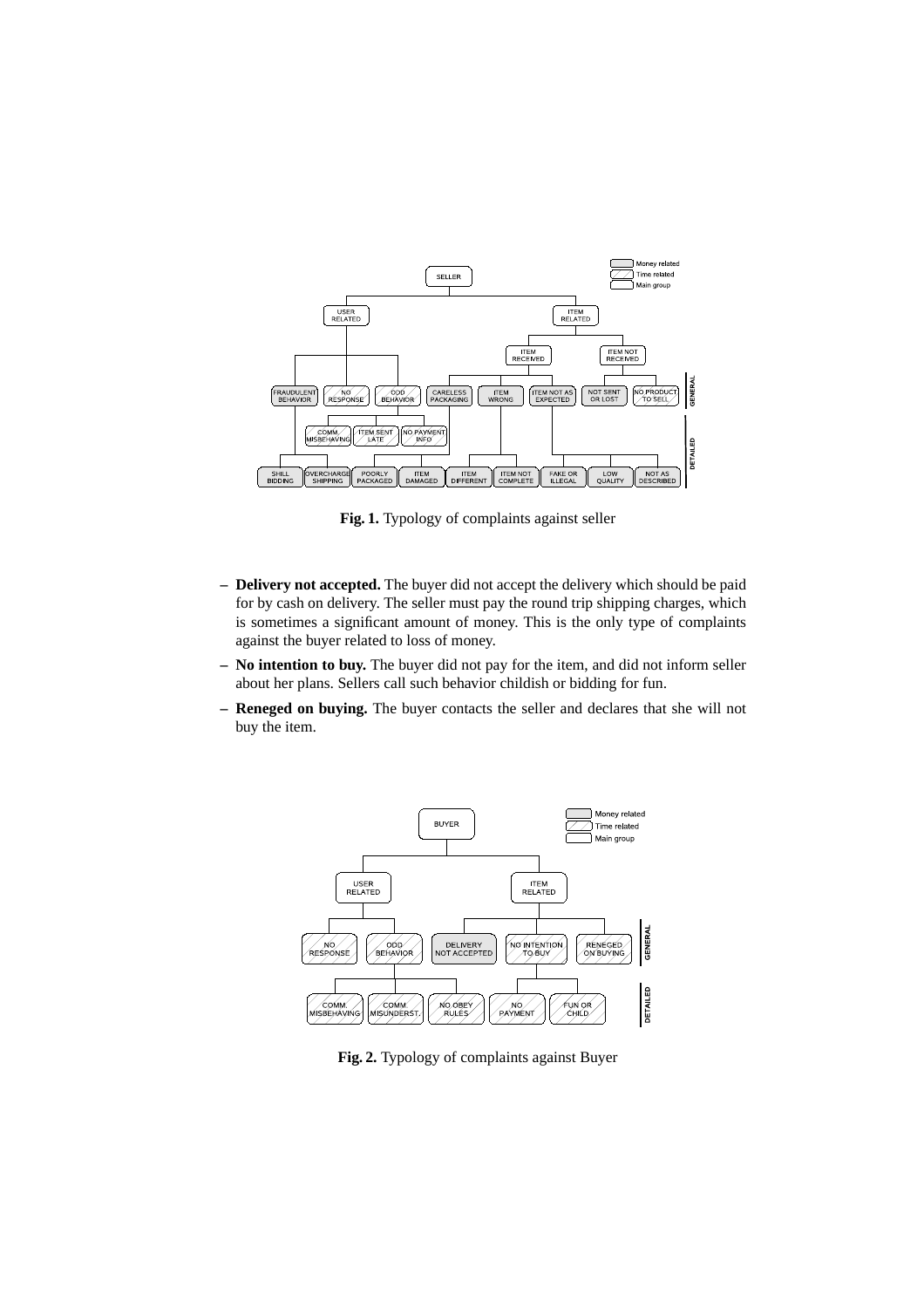**Fig. 1.** Typology of complaints against seller

- **Delivery not accepted.** The buyer did not accept the delivery which should be paid for by cash on delivery. The seller must pay the round trip shipping charges, which is sometimes a significant amount of money. This is the only type of complaints against the buyer related to loss of money.
- **No intention to buy.** The buyer did not pay for the item, and did not inform seller about her plans. Sellers call such behavior childish or bidding for fun.
- **Reneged on buying.** The buyer contacts the seller and declares that she will not buy the item.

**Fig. 2.** Typology of complaints against Buyer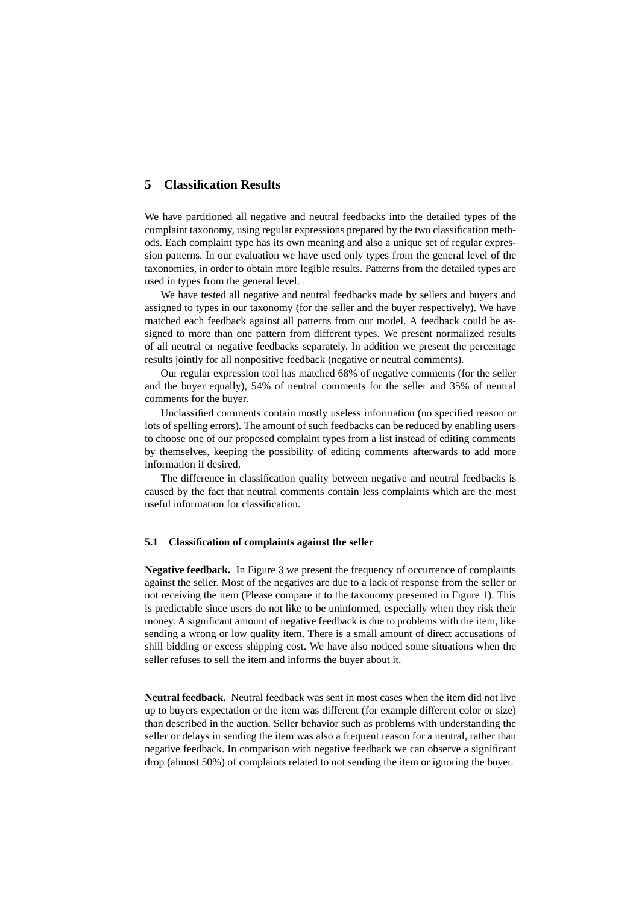## 5 Classification Results

We have partitioned all negative and neutral feedbacks into the detailed types of the complaint taxonomy, using regular expressions prepared by the two classification methods. Each complaint type has its own meaning and also a unique set of regular expression patterns. In our evaluation we have used only types from the general level of the taxonomies, in order to obtain more legible results. Patterns from the detailed types are used in types from the general level.

We have tested all negative and neutral feedbacks made by sellers and buyers and assigned to types in our taxonomy (for the seller and the buyer respectively). We have matched each feedback against all patterns from our model. A feedback could be assigned to more than one pattern from different types. We present normalized results of all neutral or negative feedbacks separately. In addition we present the percentage results jointly for all nonpositive feedback (negative or neutral comments).

Our regular expression tool has matched 68% of negative comments (for the seller and the buyer equally), 54% of neutral comments for the seller and 35% of neutral comments for the buyer.

Unclassified comments contain mostly useless information (no specified reason or lots of spelling errors). The amount of such feedbacks can be reduced by enabling users to choose one of our proposed complaint types from a list instead of editing comments by themselves, keeping the possibility of editing comments afterwards to add more information if desired.

The difference in classification quality between negative and neutral feedbacks is caused by the fact that neutral comments contain less complaints which are the most useful information for classification.

### 5.1 Classification of complaints against the seller

**Negative feedback.** In Figure 3 we present the frequency of occurrence of complaints against the seller. Most of the negatives are due to a lack of response from the seller or not receiving the item (Please compare it to the taxonomy presented in Figure 1). This is predictable since users do not like to be uninformed, especially when they risk their money. A significant amount of negative feedback is due to problems with the item, like sending a wrong or low quality item. There is a small amount of direct accusations of shill bidding or excess shipping cost. We have also noticed some situations when the seller refuses to sell the item and informs the buyer about it.

**Neutral feedback.** Neutral feedback was sent in most cases when the item did not live up to buyers expectation or the item was different (for example different color or size) than described in the auction. Seller behavior such as problems with understanding the seller or delays in sending the item was also a frequent reason for a neutral, rather than negative feedback. In comparison with negative feedback we can observe a significant drop (almost 50%) of complaints related to not sending the item or ignoring the buyer.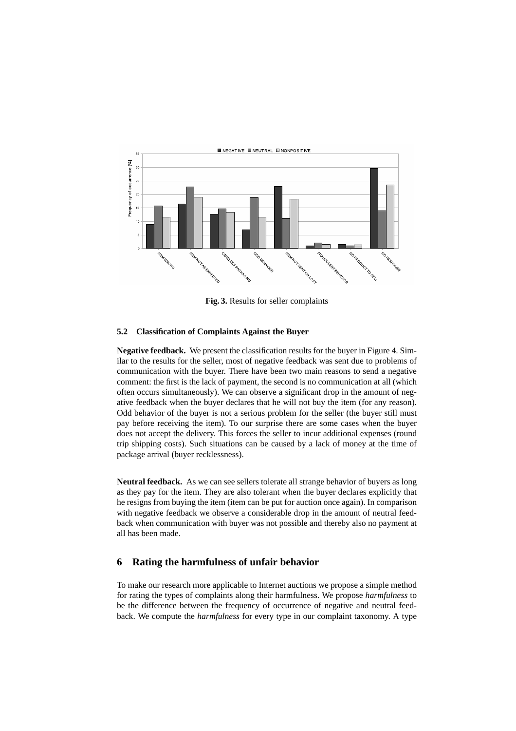Fig. 3. Results for seller complaints

### 5.2 Classification of Complaints Against the Buyer

**Negative feedback.** We present the classification results for the buyer in Figure 4. Similar to the results for the seller, most of negative feedback was sent due to problems of communication with the buyer. There have been two main reasons to send a negative comment: the first is the lack of payment, the second is no communication at all (which often occurs simultaneously). We can observe a significant drop in the amount of negative feedback when the buyer declares that he will not buy the item (for any reason). Odd behavior of the buyer is not a serious problem for the seller (the buyer still must pay before receiving the item). To our surprise there are some cases when the buyer does not accept the delivery. This forces the seller to incur additional expenses (round trip shipping costs). Such situations can be caused by a lack of money at the time of package arrival (buyer recklessness).

**Neutral feedback.** As we can see sellers tolerate all strange behavior of buyers as long as they pay for the item. They are also tolerant when the buyer declares explicitly that he resigns from buying the item (item can be put for auction once again). In comparison with negative feedback we observe a considerable drop in the amount of neutral feedback when communication with buyer was not possible and thereby also no payment at all has been made.

## 6 Rating the harmfulness of unfair behavior

To make our research more applicable to Internet auctions we propose a simple method for rating the types of complaints along their harmfulness. We propose *harmfulness* to be the difference between the frequency of occurrence of negative and neutral feedback. We compute the *harmfulness* for every type in our complaint taxonomy. A type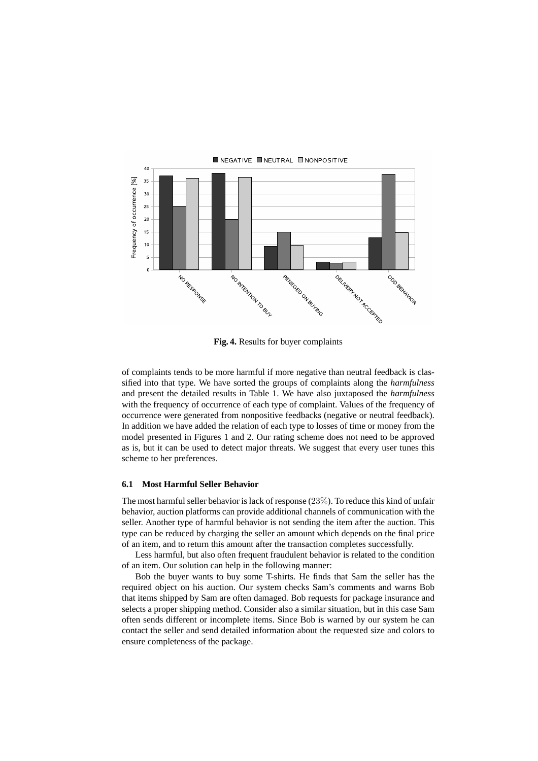**Fig. 4.** Results for buyer complaints

of complaints tends to be more harmful if more negative than neutral feedback is classified into that type. We have sorted the groups of complaints along the *harmfulness* and present the detailed results in Table 1. We have also juxtaposed the *harmfulness* with the frequency of occurrence of each type of complaint. Values of the frequency of occurrence were generated from nonpositive feedbacks (negative or neutral feedback). In addition we have added the relation of each type to losses of time or money from the model presented in Figures 1 and 2. Our rating scheme does not need to be approved as is, but it can be used to detect major threats. We suggest that every user tunes this scheme to her preferences.

### 6.1 Most Harmful Seller Behavior

The most harmful seller behavior is lack of response ($23\%$). To reduce this kind of unfair behavior, auction platforms can provide additional channels of communication with the seller. Another type of harmful behavior is not sending the item after the auction. This type can be reduced by charging the seller an amount which depends on the final price of an item, and to return this amount after the transaction completes successfully.

Less harmful, but also often frequent fraudulent behavior is related to the condition of an item. Our solution can help in the following manner:

Bob the buyer wants to buy some T-shirts. He finds that Sam the seller has the required object on his auction. Our system checks Sam's comments and warns Bob that items shipped by Sam are often damaged. Bob requests for package insurance and selects a proper shipping method. Consider also a similar situation, but in this case Sam often sends different or incomplete items. Since Bob is warned by our system he can contact the seller and send detailed information about the requested size and colors to ensure completeness of the package.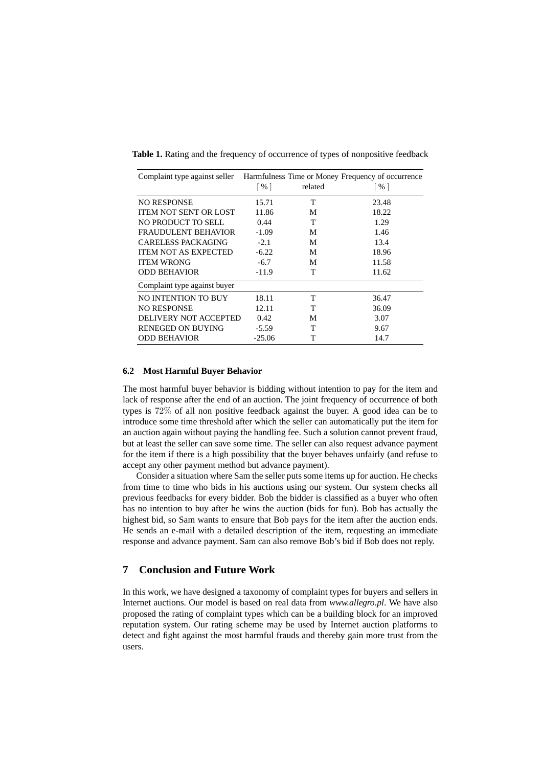**Table 1.** Rating and the frequency of occurrence of types of nonpositive feedback

| Complaint type against seller | Harmfulness [ % ] | Time or Money related | Frequency of occurrence [ % ] |
|---|---|---|---|
| NO RESPONSE | 15.71 | T | 23.48 |
| ITEM NOT SENT OR LOST | 11.86 | M | 18.22 |
| NO PRODUCT TO SELL | 0.44 | T | 1.29 |
| FRAUDULENT BEHAVIOR | -1.09 | M | 1.46 |
| CARELESS PACKAGING | -2.1 | M | 13.4 |
| ITEM NOT AS EXPECTED | -6.22 | M | 18.96 |
| ITEM WRONG | -6.7 | M | 11.58 |
| ODD BEHAVIOR | -11.9 | T | 11.62 |
| **Complaint type against buyer** | | | |
| NO INTENTION TO BUY | 18.11 | T | 36.47 |
| NO RESPONSE | 12.11 | T | 36.09 |
| DELIVERY NOT ACCEPTED | 0.42 | M | 3.07 |
| RENEGED ON BUYING | -5.59 | T | 9.67 |
| ODD BEHAVIOR | -25.06 | T | 14.7 |

### 6.2 Most Harmful Buyer Behavior

The most harmful buyer behavior is bidding without intention to pay for the item and lack of response after the end of an auction. The joint frequency of occurrence of both types is $72\%$ of all non positive feedback against the buyer. A good idea can be to introduce some time threshold after which the seller can automatically put the item for an auction again without paying the handling fee. Such a solution cannot prevent fraud, but at least the seller can save some time. The seller can also request advance payment for the item if there is a high possibility that the buyer behaves unfairly (and refuse to accept any other payment method but advance payment).

Consider a situation where Sam the seller puts some items up for auction. He checks from time to time who bids in his auctions using our system. Our system checks all previous feedbacks for every bidder. Bob the bidder is classified as a buyer who often has no intention to buy after he wins the auction (bids for fun). Bob has actually the highest bid, so Sam wants to ensure that Bob pays for the item after the auction ends. He sends an e-mail with a detailed description of the item, requesting an immediate response and advance payment. Sam can also remove Bob's bid if Bob does not reply.

## 7 Conclusion and Future Work

In this work, we have designed a taxonomy of complaint types for buyers and sellers in Internet auctions. Our model is based on real data from *www.allegro.pl*. We have also proposed the rating of complaint types which can be a building block for an improved reputation system. Our rating scheme may be used by Internet auction platforms to detect and fight against the most harmful frauds and thereby gain more trust from the users.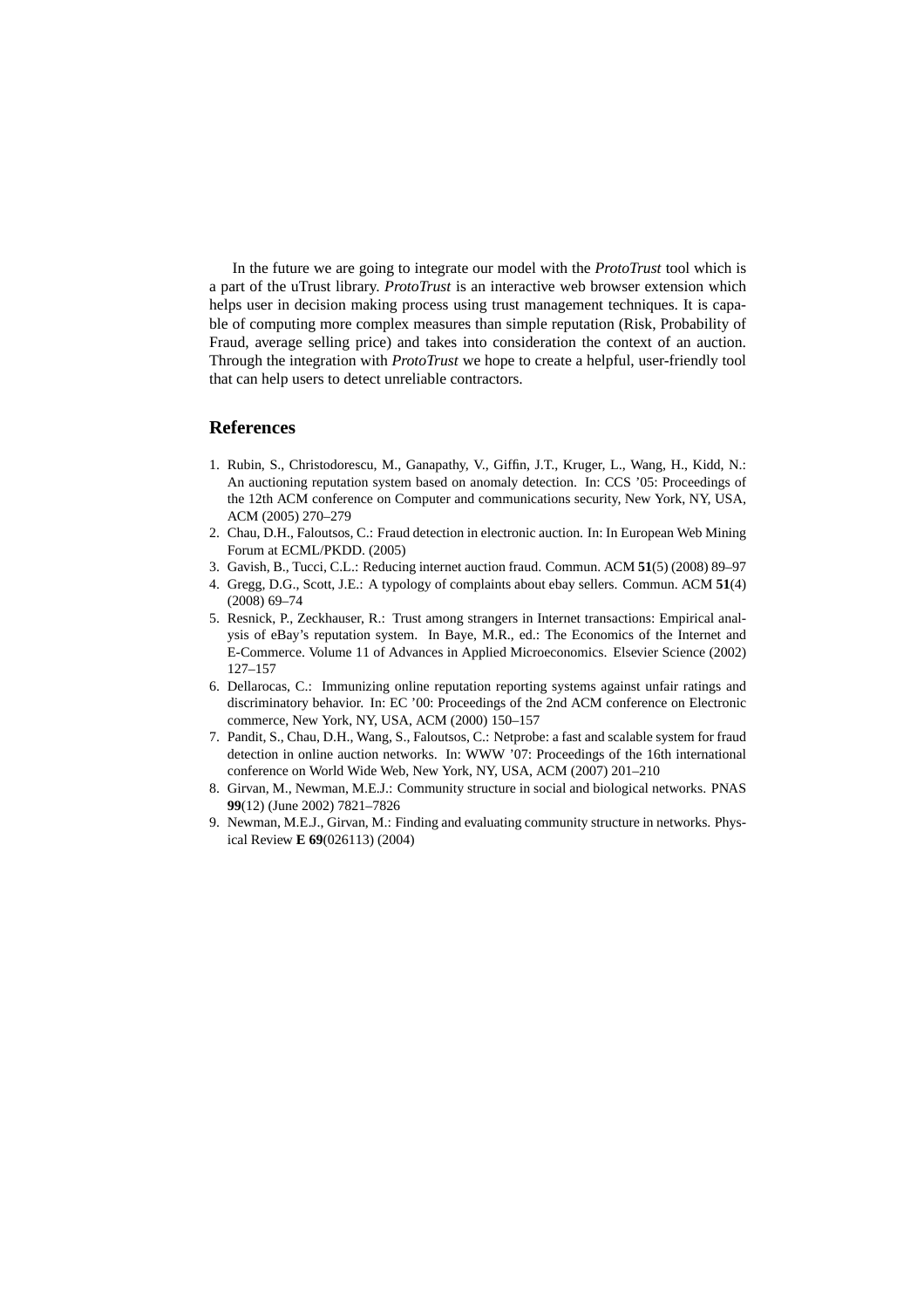In the future we are going to integrate our model with the *ProtoTrust* tool which is a part of the uTrust library. *ProtoTrust* is an interactive web browser extension which helps user in decision making process using trust management techniques. It is capable of computing more complex measures than simple reputation (Risk, Probability of Fraud, average selling price) and takes into consideration the context of an auction. Through the integration with *ProtoTrust* we hope to create a helpful, user-friendly tool that can help users to detect unreliable contractors.

## References

1. Rubin, S., Christodorescu, M., Ganapathy, V., Giffin, J.T., Kruger, L., Wang, H., Kidd, N.: An auctioning reputation system based on anomaly detection. In: CCS '05: Proceedings of the 12th ACM conference on Computer and communications security, New York, NY, USA, ACM (2005) 270–279
2. Chau, D.H., Faloutsos, C.: Fraud detection in electronic auction. In: In European Web Mining Forum at ECML/PKDD. (2005)
3. Gavish, B., Tucci, C.L.: Reducing internet auction fraud. Commun. ACM **51**(5) (2008) 89–97
4. Gregg, D.G., Scott, J.E.: A typology of complaints about ebay sellers. Commun. ACM **51**(4) (2008) 69–74
5. Resnick, P., Zeckhauser, R.: Trust among strangers in Internet transactions: Empirical analysis of eBay's reputation system. In Baye, M.R., ed.: The Economics of the Internet and E-Commerce. Volume 11 of Advances in Applied Microeconomics. Elsevier Science (2002) 127–157
6. Dellarocas, C.: Immunizing online reputation reporting systems against unfair ratings and discriminatory behavior. In: EC '00: Proceedings of the 2nd ACM conference on Electronic commerce, New York, NY, USA, ACM (2000) 150–157
7. Pandit, S., Chau, D.H., Wang, S., Faloutsos, C.: Netprobe: a fast and scalable system for fraud detection in online auction networks. In: WWW '07: Proceedings of the 16th international conference on World Wide Web, New York, NY, USA, ACM (2007) 201–210
8. Girvan, M., Newman, M.E.J.: Community structure in social and biological networks. PNAS **99**(12) (June 2002) 7821–7826
9. Newman, M.E.J., Girvan, M.: Finding and evaluating community structure in networks. Physical Review **E 69**(026113) (2004)